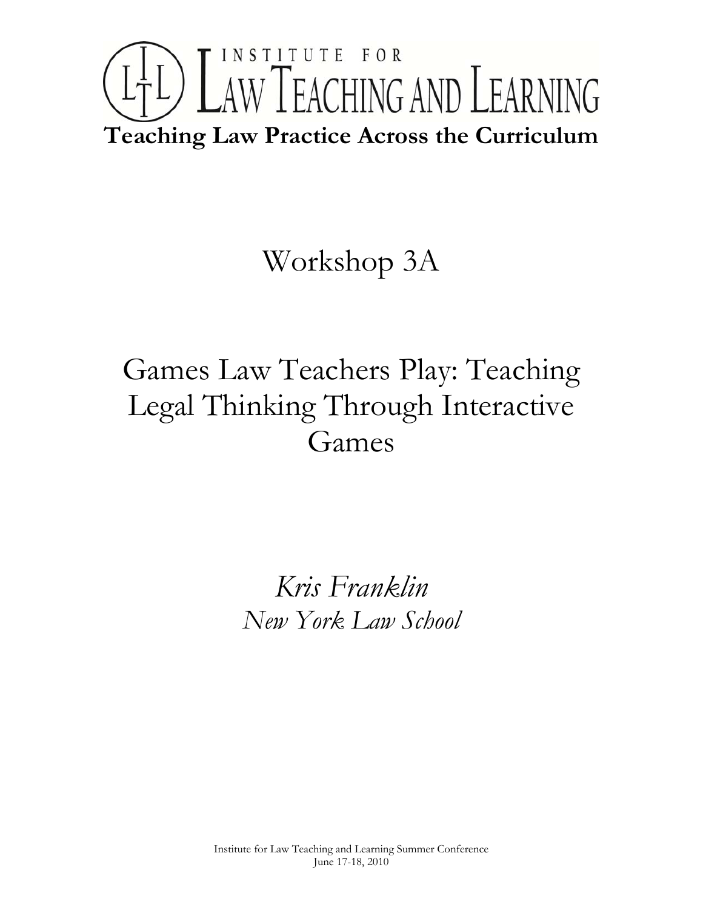# INSTITUTE FOR LAW TEACHING AND LEARNING

**Teaching Law Practice Across the Curriculum**

## Workshop 3A

## Games Law Teachers Play: Teaching Legal Thinking Through Interactive Games

*Kris Franklin*
*New York Law School*

Institute for Law Teaching and Learning Summer Conference
June 17-18, 2010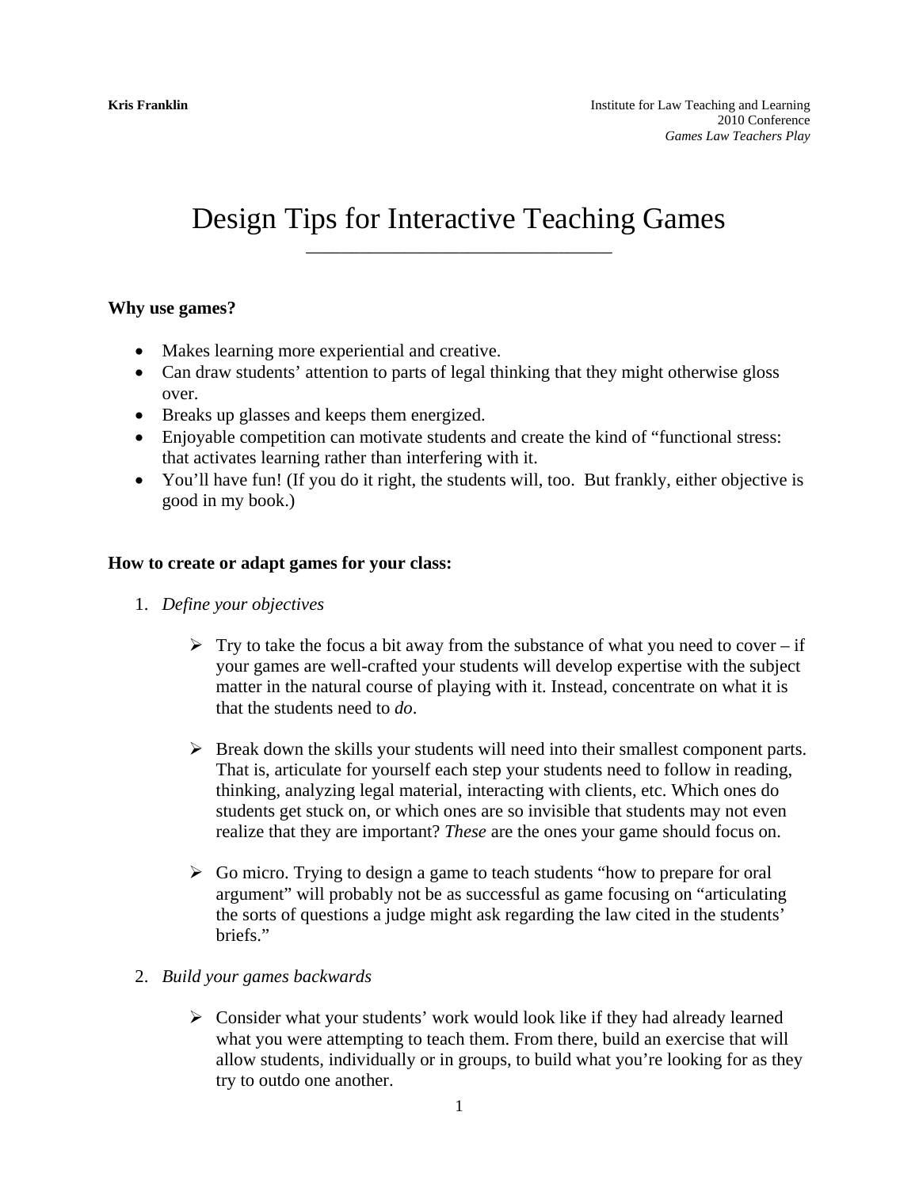**Kris Franklin**

Institute for Law Teaching and Learning
2010 Conference
*Games Law Teachers Play*

# Design Tips for Interactive Teaching Games

### Why use games?

- Makes learning more experiential and creative.
- Can draw students' attention to parts of legal thinking that they might otherwise gloss over.
- Breaks up glasses and keeps them energized.
- Enjoyable competition can motivate students and create the kind of "functional stress: that activates learning rather than interfering with it.
- You'll have fun! (If you do it right, the students will, too. But frankly, either objective is good in my book.)

### How to create or adapt games for your class:

1. *Define your objectives*

    - Try to take the focus a bit away from the substance of what you need to cover – if your games are well-crafted your students will develop expertise with the subject matter in the natural course of playing with it. Instead, concentrate on what it is that the students need to *do*.

    - Break down the skills your students will need into their smallest component parts. That is, articulate for yourself each step your students need to follow in reading, thinking, analyzing legal material, interacting with clients, etc. Which ones do students get stuck on, or which ones are so invisible that students may not even realize that they are important? *These* are the ones your game should focus on.

    - Go micro. Trying to design a game to teach students "how to prepare for oral argument" will probably not be as successful as game focusing on "articulating the sorts of questions a judge might ask regarding the law cited in the students' briefs."

2. *Build your games backwards*

    - Consider what your students' work would look like if they had already learned what you were attempting to teach them. From there, build an exercise that will allow students, individually or in groups, to build what you're looking for as they try to outdo one another.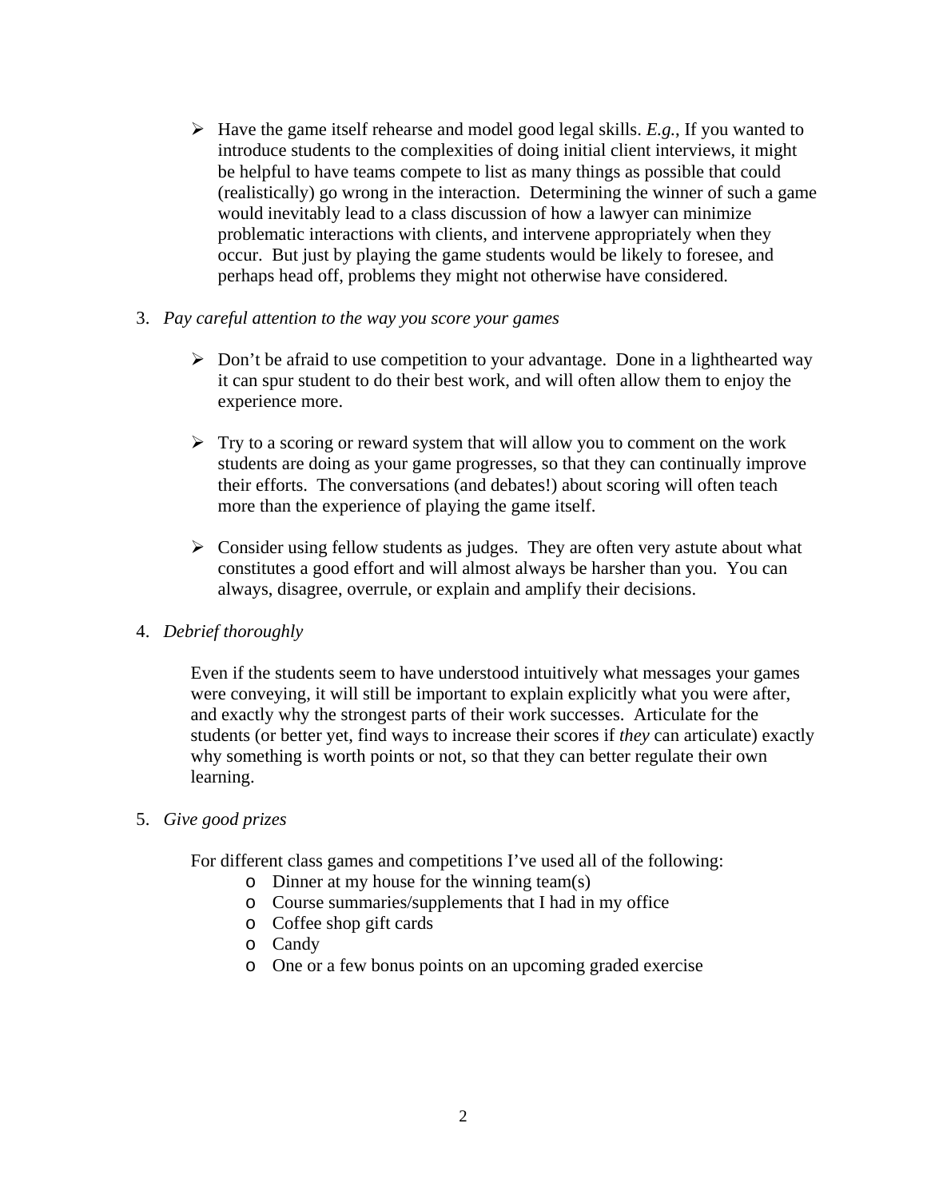- Have the game itself rehearse and model good legal skills. *E.g.*, If you wanted to introduce students to the complexities of doing initial client interviews, it might be helpful to have teams compete to list as many things as possible that could (realistically) go wrong in the interaction. Determining the winner of such a game would inevitably lead to a class discussion of how a lawyer can minimize problematic interactions with clients, and intervene appropriately when they occur. But just by playing the game students would be likely to foresee, and perhaps head off, problems they might not otherwise have considered.

3. *Pay careful attention to the way you score your games*

   - Don't be afraid to use competition to your advantage. Done in a lighthearted way it can spur student to do their best work, and will often allow them to enjoy the experience more.

   - Try to a scoring or reward system that will allow you to comment on the work students are doing as your game progresses, so that they can continually improve their efforts. The conversations (and debates!) about scoring will often teach more than the experience of playing the game itself.

   - Consider using fellow students as judges. They are often very astute about what constitutes a good effort and will almost always be harsher than you. You can always, disagree, overrule, or explain and amplify their decisions.

4. *Debrief thoroughly*

   Even if the students seem to have understood intuitively what messages your games were conveying, it will still be important to explain explicitly what you were after, and exactly why the strongest parts of their work successes. Articulate for the students (or better yet, find ways to increase their scores if *they* can articulate) exactly why something is worth points or not, so that they can better regulate their own learning.

5. *Give good prizes*

   For different class games and competitions I've used all of the following:

   - Dinner at my house for the winning team(s)
   - Course summaries/supplements that I had in my office
   - Coffee shop gift cards
   - Candy
   - One or a few bonus points on an upcoming graded exercise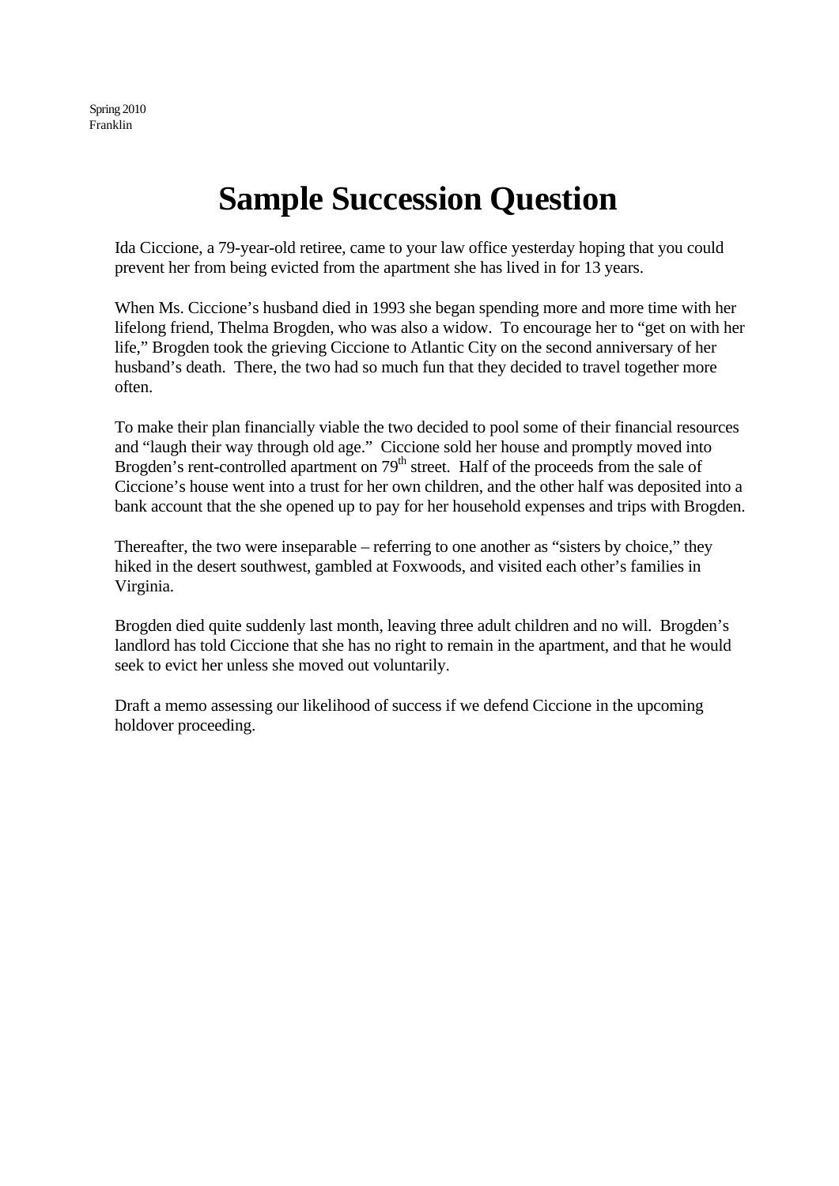Spring 2010
Franklin

# Sample Succession Question

Ida Ciccione, a 79-year-old retiree, came to your law office yesterday hoping that you could prevent her from being evicted from the apartment she has lived in for 13 years.

When Ms. Ciccione's husband died in 1993 she began spending more and more time with her lifelong friend, Thelma Brogden, who was also a widow. To encourage her to "get on with her life," Brogden took the grieving Ciccione to Atlantic City on the second anniversary of her husband's death. There, the two had so much fun that they decided to travel together more often.

To make their plan financially viable the two decided to pool some of their financial resources and "laugh their way through old age." Ciccione sold her house and promptly moved into Brogden's rent-controlled apartment on 79th street. Half of the proceeds from the sale of Ciccione's house went into a trust for her own children, and the other half was deposited into a bank account that the she opened up to pay for her household expenses and trips with Brogden.

Thereafter, the two were inseparable – referring to one another as "sisters by choice," they hiked in the desert southwest, gambled at Foxwoods, and visited each other's families in Virginia.

Brogden died quite suddenly last month, leaving three adult children and no will. Brogden's landlord has told Ciccione that she has no right to remain in the apartment, and that he would seek to evict her unless she moved out voluntarily.

Draft a memo assessing our likelihood of success if we defend Ciccione in the upcoming holdover proceeding.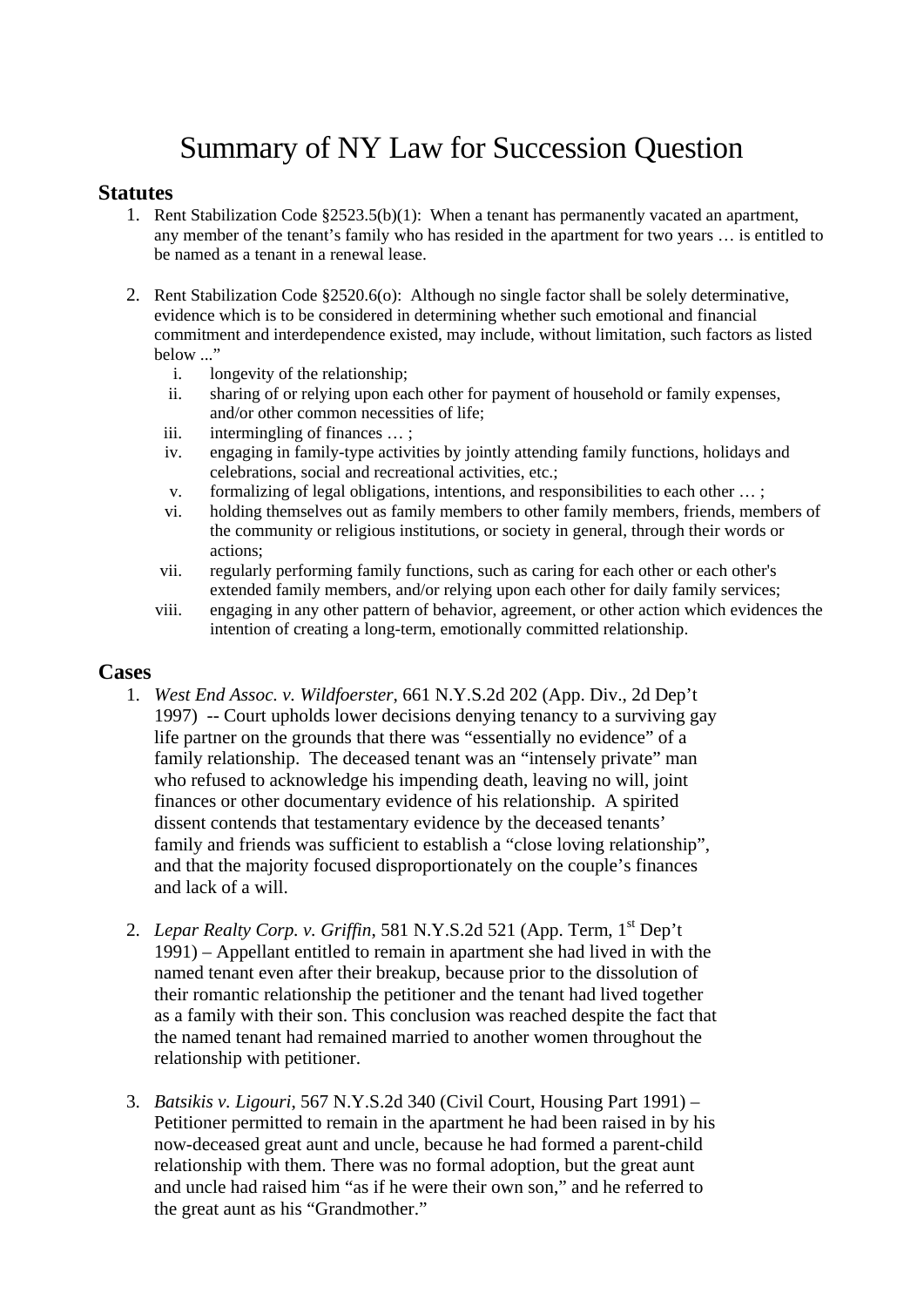# Summary of NY Law for Succession Question

## Statutes

1. Rent Stabilization Code §2523.5(b)(1): When a tenant has permanently vacated an apartment, any member of the tenant's family who has resided in the apartment for two years … is entitled to be named as a tenant in a renewal lease.

2. Rent Stabilization Code §2520.6(o): Although no single factor shall be solely determinative, evidence which is to be considered in determining whether such emotional and financial commitment and interdependence existed, may include, without limitation, such factors as listed below ..."
   i. longevity of the relationship;
   ii. sharing of or relying upon each other for payment of household or family expenses, and/or other common necessities of life;
   iii. intermingling of finances … ;
   iv. engaging in family-type activities by jointly attending family functions, holidays and celebrations, social and recreational activities, etc.;
   v. formalizing of legal obligations, intentions, and responsibilities to each other … ;
   vi. holding themselves out as family members to other family members, friends, members of the community or religious institutions, or society in general, through their words or actions;
   vii. regularly performing family functions, such as caring for each other or each other's extended family members, and/or relying upon each other for daily family services;
   viii. engaging in any other pattern of behavior, agreement, or other action which evidences the intention of creating a long-term, emotionally committed relationship.

## Cases

1. *West End Assoc. v. Wildfoerster*, 661 N.Y.S.2d 202 (App. Div., 2d Dep't 1997) -- Court upholds lower decisions denying tenancy to a surviving gay life partner on the grounds that there was "essentially no evidence" of a family relationship. The deceased tenant was an "intensely private" man who refused to acknowledge his impending death, leaving no will, joint finances or other documentary evidence of his relationship. A spirited dissent contends that testamentary evidence by the deceased tenants' family and friends was sufficient to establish a "close loving relationship", and that the majority focused disproportionately on the couple's finances and lack of a will.

2. *Lepar Realty Corp. v. Griffin*, 581 N.Y.S.2d 521 (App. Term, 1st Dep't 1991) – Appellant entitled to remain in apartment she had lived in with the named tenant even after their breakup, because prior to the dissolution of their romantic relationship the petitioner and the tenant had lived together as a family with their son. This conclusion was reached despite the fact that the named tenant had remained married to another women throughout the relationship with petitioner.

3. *Batsikis v. Ligouri*, 567 N.Y.S.2d 340 (Civil Court, Housing Part 1991) – Petitioner permitted to remain in the apartment he had been raised in by his now-deceased great aunt and uncle, because he had formed a parent-child relationship with them. There was no formal adoption, but the great aunt and uncle had raised him "as if he were their own son," and he referred to the great aunt as his "Grandmother."